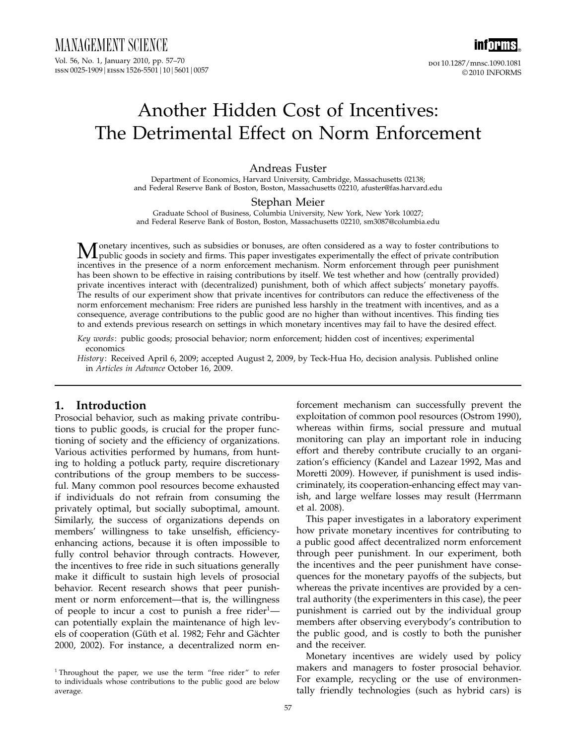# Another Hidden Cost of Incentives: The Detrimental Effect on Norm Enforcement

**Andreas Fuster**

Department of Economics, Harvard University, Cambridge, Massachusetts 02138; and Federal Reserve Bank of Boston, Boston, Massachusetts 02210, afuster@fas.harvard.edu

**Stephan Meier**

Graduate School of Business, Columbia University, New York, New York 10027; and Federal Reserve Bank of Boston, Boston, Massachusetts 02210, sm3087@columbia.edu

Monetary incentives, such as subsidies or bonuses, are often considered as a way to foster contributions to public goods in society and firms. This paper investigates experimentally the effect of private contribution incentives in the presence of a norm enforcement mechanism. Norm enforcement through peer punishment has been shown to be effective in raising contributions by itself. We test whether and how (centrally provided) private incentives interact with (decentralized) punishment, both of which affect subjects' monetary payoffs. The results of our experiment show that private incentives for contributors can reduce the effectiveness of the norm enforcement mechanism: Free riders are punished less harshly in the treatment with incentives, and as a consequence, average contributions to the public good are no higher than without incentives. This finding ties to and extends previous research on settings in which monetary incentives may fail to have the desired effect.

*Key words*: public goods; prosocial behavior; norm enforcement; hidden cost of incentives; experimental economics

*History*: Received April 6, 2009; accepted August 2, 2009, by Teck-Hua Ho, decision analysis. Published online in *Articles in Advance* October 16, 2009.

## 1. Introduction

Prosocial behavior, such as making private contributions to public goods, is crucial for the proper functioning of society and the efficiency of organizations. Various activities performed by humans, from hunting to holding a potluck party, require discretionary contributions of the group members to be successful. Many common pool resources become exhausted if individuals do not refrain from consuming the privately optimal, but socially suboptimal, amount. Similarly, the success of organizations depends on members' willingness to take unselfish, efficiency-enhancing actions, because it is often impossible to fully control behavior through contracts. However, the incentives to free ride in such situations generally make it difficult to sustain high levels of prosocial behavior. Recent research shows that peer punishment or norm enforcement—that is, the willingness of people to incur a cost to punish a free rider[1]—can potentially explain the maintenance of high levels of cooperation (Güth et al. 1982; Fehr and Gächter 2000, 2002). For instance, a decentralized norm enforcement mechanism can successfully prevent the exploitation of common pool resources (Ostrom 1990), whereas within firms, social pressure and mutual monitoring can play an important role in inducing effort and thereby contribute crucially to an organization's efficiency (Kandel and Lazear 1992, Mas and Moretti 2009). However, if punishment is used indiscriminately, its cooperation-enhancing effect may vanish, and large welfare losses may result (Herrmann et al. 2008).

This paper investigates in a laboratory experiment how private monetary incentives for contributing to a public good affect decentralized norm enforcement through peer punishment. In our experiment, both the incentives and the peer punishment have consequences for the monetary payoffs of the subjects, but whereas the private incentives are provided by a central authority (the experimenters in this case), the peer punishment is carried out by the individual group members after observing everybody's contribution to the public good, and is costly to both the punisher and the receiver.

Monetary incentives are widely used by policy makers and managers to foster prosocial behavior. For example, recycling or the use of environmentally friendly technologies (such as hybrid cars) is

[1] Throughout the paper, we use the term "free rider" to refer to individuals whose contributions to the public good are below average.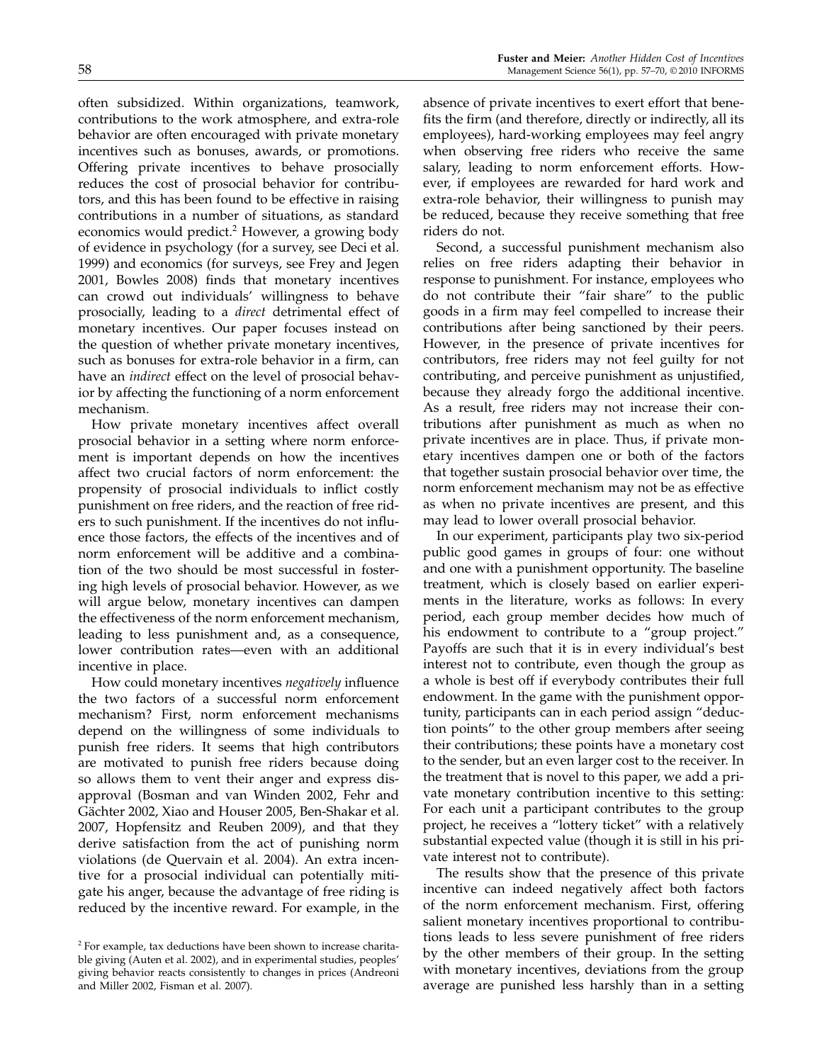often subsidized. Within organizations, teamwork, contributions to the work atmosphere, and extra-role behavior are often encouraged with private monetary incentives such as bonuses, awards, or promotions. Offering private incentives to behave prosocially reduces the cost of prosocial behavior for contributors, and this has been found to be effective in raising contributions in a number of situations, as standard economics would predict.[2] However, a growing body of evidence in psychology (for a survey, see Deci et al. 1999) and economics (for surveys, see Frey and Jegen 2001, Bowles 2008) finds that monetary incentives can crowd out individuals' willingness to behave prosocially, leading to a *direct* detrimental effect of monetary incentives. Our paper focuses instead on the question of whether private monetary incentives, such as bonuses for extra-role behavior in a firm, can have an *indirect* effect on the level of prosocial behavior by affecting the functioning of a norm enforcement mechanism.

How private monetary incentives affect overall prosocial behavior in a setting where norm enforcement is important depends on how the incentives affect two crucial factors of norm enforcement: the propensity of prosocial individuals to inflict costly punishment on free riders, and the reaction of free riders to such punishment. If the incentives do not influence those factors, the effects of the incentives and of norm enforcement will be additive and a combination of the two should be most successful in fostering high levels of prosocial behavior. However, as we will argue below, monetary incentives can dampen the effectiveness of the norm enforcement mechanism, leading to less punishment and, as a consequence, lower contribution rates—even with an additional incentive in place.

How could monetary incentives *negatively* influence the two factors of a successful norm enforcement mechanism? First, norm enforcement mechanisms depend on the willingness of some individuals to punish free riders. It seems that high contributors are motivated to punish free riders because doing so allows them to vent their anger and express disapproval (Bosman and van Winden 2002, Fehr and Gächter 2002, Xiao and Houser 2005, Ben-Shakar et al. 2007, Hopfensitz and Reuben 2009), and that they derive satisfaction from the act of punishing norm violations (de Quervain et al. 2004). An extra incentive for a prosocial individual can potentially mitigate his anger, because the advantage of free riding is reduced by the incentive reward. For example, in the absence of private incentives to exert effort that benefits the firm (and therefore, directly or indirectly, all its employees), hard-working employees may feel angry when observing free riders who receive the same salary, leading to norm enforcement efforts. However, if employees are rewarded for hard work and extra-role behavior, their willingness to punish may be reduced, because they receive something that free riders do not.

Second, a successful punishment mechanism also relies on free riders adapting their behavior in response to punishment. For instance, employees who do not contribute their "fair share" to the public goods in a firm may feel compelled to increase their contributions after being sanctioned by their peers. However, in the presence of private incentives for contributors, free riders may not feel guilty for not contributing, and perceive punishment as unjustified, because they already forgo the additional incentive. As a result, free riders may not increase their contributions after punishment as much as when no private incentives are in place. Thus, if private monetary incentives dampen one or both of the factors that together sustain prosocial behavior over time, the norm enforcement mechanism may not be as effective as when no private incentives are present, and this may lead to lower overall prosocial behavior.

In our experiment, participants play two six-period public good games in groups of four: one without and one with a punishment opportunity. The baseline treatment, which is closely based on earlier experiments in the literature, works as follows: In every period, each group member decides how much of his endowment to contribute to a "group project." Payoffs are such that it is in every individual's best interest not to contribute, even though the group as a whole is best off if everybody contributes their full endowment. In the game with the punishment opportunity, participants can in each period assign "deduction points" to the other group members after seeing their contributions; these points have a monetary cost to the sender, but an even larger cost to the receiver. In the treatment that is novel to this paper, we add a private monetary contribution incentive to this setting: For each unit a participant contributes to the group project, he receives a "lottery ticket" with a relatively substantial expected value (though it is still in his private interest not to contribute).

The results show that the presence of this private incentive can indeed negatively affect both factors of the norm enforcement mechanism. First, offering salient monetary incentives proportional to contributions leads to less severe punishment of free riders by the other members of their group. In the setting with monetary incentives, deviations from the group average are punished less harshly than in a setting

[2] For example, tax deductions have been shown to increase charitable giving (Auten et al. 2002), and in experimental studies, peoples' giving behavior reacts consistently to changes in prices (Andreoni and Miller 2002, Fisman et al. 2007).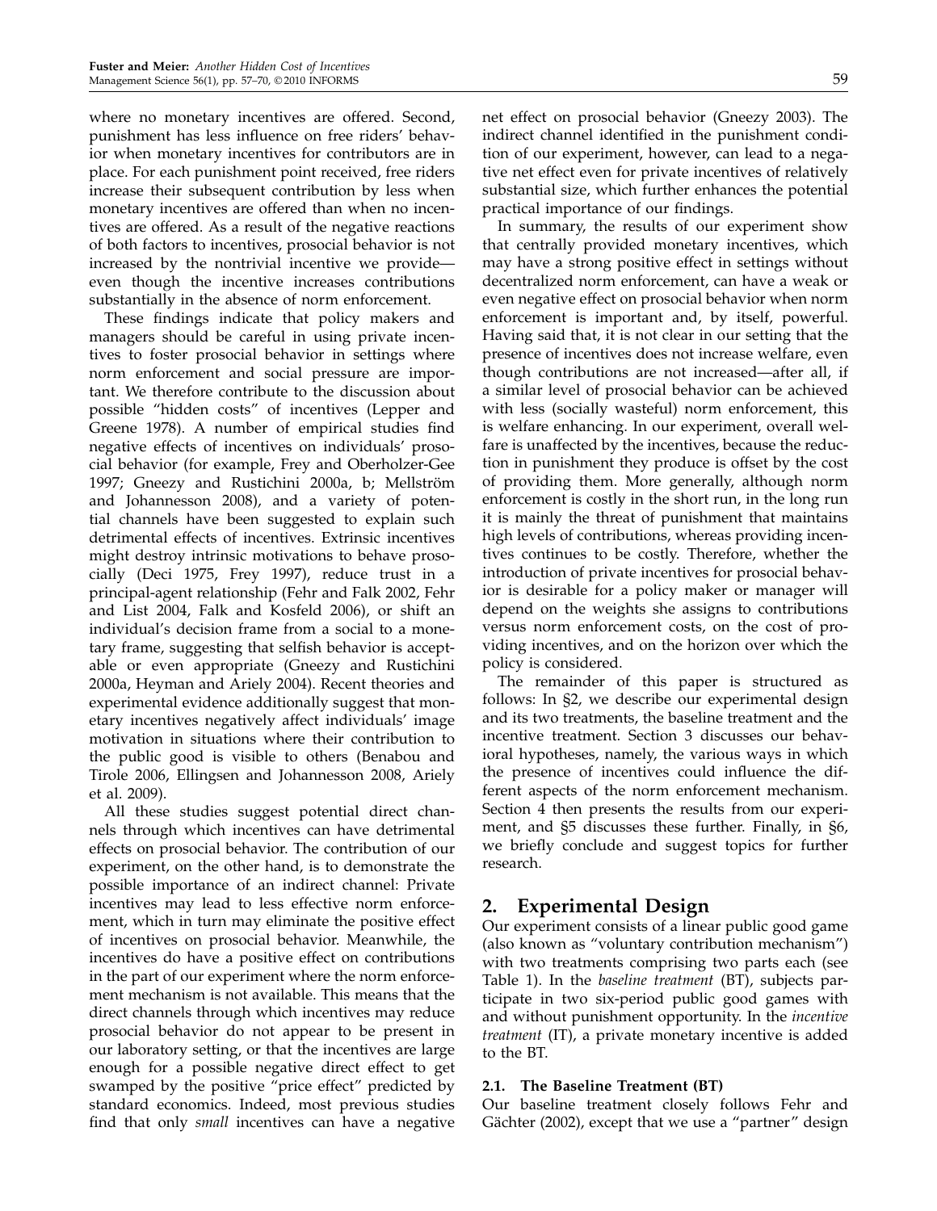where no monetary incentives are offered. Second, punishment has less influence on free riders' behavior when monetary incentives for contributors are in place. For each punishment point received, free riders increase their subsequent contribution by less when monetary incentives are offered than when no incentives are offered. As a result of the negative reactions of both factors to incentives, prosocial behavior is not increased by the nontrivial incentive we provide—even though the incentive increases contributions substantially in the absence of norm enforcement.

These findings indicate that policy makers and managers should be careful in using private incentives to foster prosocial behavior in settings where norm enforcement and social pressure are important. We therefore contribute to the discussion about possible "hidden costs" of incentives (Lepper and Greene 1978). A number of empirical studies find negative effects of incentives on individuals' prosocial behavior (for example, Frey and Oberholzer-Gee 1997; Gneezy and Rustichini 2000a, b; Mellström and Johannesson 2008), and a variety of potential channels have been suggested to explain such detrimental effects of incentives. Extrinsic incentives might destroy intrinsic motivations to behave prosocially (Deci 1975, Frey 1997), reduce trust in a principal-agent relationship (Fehr and Falk 2002, Fehr and List 2004, Falk and Kosfeld 2006), or shift an individual's decision frame from a social to a monetary frame, suggesting that selfish behavior is acceptable or even appropriate (Gneezy and Rustichini 2000a, Heyman and Ariely 2004). Recent theories and experimental evidence additionally suggest that monetary incentives negatively affect individuals' image motivation in situations where their contribution to the public good is visible to others (Benabou and Tirole 2006, Ellingsen and Johannesson 2008, Ariely et al. 2009).

All these studies suggest potential direct channels through which incentives can have detrimental effects on prosocial behavior. The contribution of our experiment, on the other hand, is to demonstrate the possible importance of an indirect channel: Private incentives may lead to less effective norm enforcement, which in turn may eliminate the positive effect of incentives on prosocial behavior. Meanwhile, the incentives do have a positive effect on contributions in the part of our experiment where the norm enforcement mechanism is not available. This means that the direct channels through which incentives may reduce prosocial behavior do not appear to be present in our laboratory setting, or that the incentives are large enough for a possible negative direct effect to get swamped by the positive "price effect" predicted by standard economics. Indeed, most previous studies find that only *small* incentives can have a negative net effect on prosocial behavior (Gneezy 2003). The indirect channel identified in the punishment condition of our experiment, however, can lead to a negative net effect even for private incentives of relatively substantial size, which further enhances the potential practical importance of our findings.

In summary, the results of our experiment show that centrally provided monetary incentives, which may have a strong positive effect in settings without decentralized norm enforcement, can have a weak or even negative effect on prosocial behavior when norm enforcement is important and, by itself, powerful. Having said that, it is not clear in our setting that the presence of incentives does not increase welfare, even though contributions are not increased—after all, if a similar level of prosocial behavior can be achieved with less (socially wasteful) norm enforcement, this is welfare enhancing. In our experiment, overall welfare is unaffected by the incentives, because the reduction in punishment they produce is offset by the cost of providing them. More generally, although norm enforcement is costly in the short run, in the long run it is mainly the threat of punishment that maintains high levels of contributions, whereas providing incentives continues to be costly. Therefore, whether the introduction of private incentives for prosocial behavior is desirable for a policy maker or manager will depend on the weights she assigns to contributions versus norm enforcement costs, on the cost of providing incentives, and on the horizon over which the policy is considered.

The remainder of this paper is structured as follows: In §2, we describe our experimental design and its two treatments, the baseline treatment and the incentive treatment. Section 3 discusses our behavioral hypotheses, namely, the various ways in which the presence of incentives could influence the different aspects of the norm enforcement mechanism. Section 4 then presents the results from our experiment, and §5 discusses these further. Finally, in §6, we briefly conclude and suggest topics for further research.

## 2. Experimental Design

Our experiment consists of a linear public good game (also known as "voluntary contribution mechanism") with two treatments comprising two parts each (see Table 1). In the *baseline treatment* (BT), subjects participate in two six-period public good games with and without punishment opportunity. In the *incentive treatment* (IT), a private monetary incentive is added to the BT.

### 2.1. The Baseline Treatment (BT)

Our baseline treatment closely follows Fehr and Gächter (2002), except that we use a "partner" design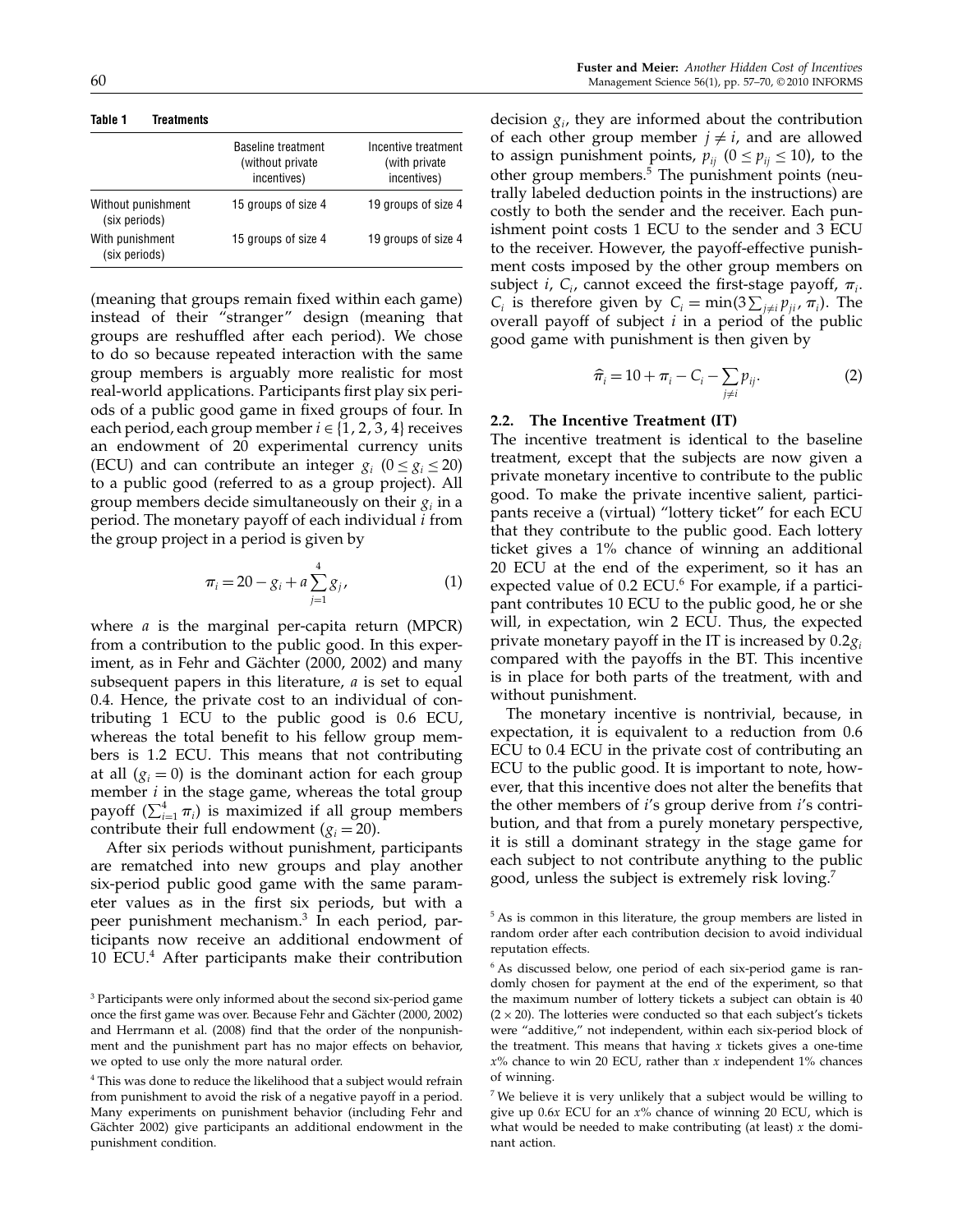**Table 1 Treatments**

| | Baseline treatment (without private incentives) | Incentive treatment (with private incentives) |
|---|---|---|
| Without punishment (six periods) | 15 groups of size 4 | 19 groups of size 4 |
| With punishment (six periods) | 15 groups of size 4 | 19 groups of size 4 |

(meaning that groups remain fixed within each game) instead of their "stranger" design (meaning that groups are reshuffled after each period). We chose to do so because repeated interaction with the same group members is arguably more realistic for most real-world applications. Participants first play six periods of a public good game in fixed groups of four. In each period, each group member $i \in \{1, 2, 3, 4\}$ receives an endowment of 20 experimental currency units (ECU) and can contribute an integer $g_i$ $(0 \leq g_i \leq 20)$ to a public good (referred to as a group project). All group members decide simultaneously on their $g_i$ in a period. The monetary payoff of each individual $i$ from the group project in a period is given by

$$\pi_i = 20 - g_i + a \sum_{j=1}^{4} g_j, \tag{1}$$

where $a$ is the marginal per-capita return (MPCR) from a contribution to the public good. In this experiment, as in Fehr and Gächter (2000, 2002) and many subsequent papers in this literature, $a$ is set to equal 0.4. Hence, the private cost to an individual of contributing 1 ECU to the public good is 0.6 ECU, whereas the total benefit to his fellow group members is 1.2 ECU. This means that not contributing at all $(g_i = 0)$ is the dominant action for each group member $i$ in the stage game, whereas the total group payoff $(\sum_{i=1}^{4} \pi_i)$ is maximized if all group members contribute their full endowment $(g_i = 20)$.

After six periods without punishment, participants are rematched into new groups and play another six-period public good game with the same parameter values as in the first six periods, but with a peer punishment mechanism.[3] In each period, participants now receive an additional endowment of 10 ECU.[4] After participants make their contribution decision $g_i$, they are informed about the contribution of each other group member $j \neq i$, and are allowed to assign punishment points, $p_{ij}$ $(0 \leq p_{ij} \leq 10)$, to the other group members.[5] The punishment points (neutrally labeled deduction points in the instructions) are costly to both the sender and the receiver. Each punishment point costs 1 ECU to the sender and 3 ECU to the receiver. However, the payoff-effective punishment costs imposed by the other group members on subject $i$, $C_i$, cannot exceed the first-stage payoff, $\pi_i$. $C_i$ is therefore given by $C_i = \min(3\sum_{j \neq i} p_{ji}, \pi_i)$. The overall payoff of subject $i$ in a period of the public good game with punishment is then given by

$$\hat{\pi}_i = 10 + \pi_i - C_i - \sum_{j \neq i} p_{ij}. \tag{2}$$

### 2.2. The Incentive Treatment (IT)

The incentive treatment is identical to the baseline treatment, except that the subjects are now given a private monetary incentive to contribute to the public good. To make the private incentive salient, participants receive a (virtual) "lottery ticket" for each ECU that they contribute to the public good. Each lottery ticket gives a 1% chance of winning an additional 20 ECU at the end of the experiment, so it has an expected value of 0.2 ECU.[6] For example, if a participant contributes 10 ECU to the public good, he or she will, in expectation, win 2 ECU. Thus, the expected private monetary payoff in the IT is increased by $0.2g_i$ compared with the payoffs in the BT. This incentive is in place for both parts of the treatment, with and without punishment.

The monetary incentive is nontrivial, because, in expectation, it is equivalent to a reduction from 0.6 ECU to 0.4 ECU in the private cost of contributing an ECU to the public good. It is important to note, however, that this incentive does not alter the benefits that the other members of $i$'s group derive from $i$'s contribution, and that from a purely monetary perspective, it is still a dominant strategy in the stage game for each subject to not contribute anything to the public good, unless the subject is extremely risk loving.[7]

---

[3] Participants were only informed about the second six-period game once the first game was over. Because Fehr and Gächter (2000, 2002) and Herrmann et al. (2008) find that the order of the nonpunishment and the punishment part has no major effects on behavior, we opted to use only the more natural order.

[4] This was done to reduce the likelihood that a subject would refrain from punishment to avoid the risk of a negative payoff in a period. Many experiments on punishment behavior (including Fehr and Gächter 2002) give participants an additional endowment in the punishment condition.

[5] As is common in this literature, the group members are listed in random order after each contribution decision to avoid individual reputation effects.

[6] As discussed below, one period of each six-period game is randomly chosen for payment at the end of the experiment, so that the maximum number of lottery tickets a subject can obtain is 40 $(2 \times 20)$. The lotteries were conducted so that each subject's tickets were "additive," not independent, within each six-period block of the treatment. This means that having $x$ tickets gives a one-time $x$% chance to win 20 ECU, rather than $x$ independent 1% chances of winning.

[7] We believe it is very unlikely that a subject would be willing to give up $0.6x$ ECU for an $x$% chance of winning 20 ECU, which is what would be needed to make contributing (at least) $x$ the dominant action.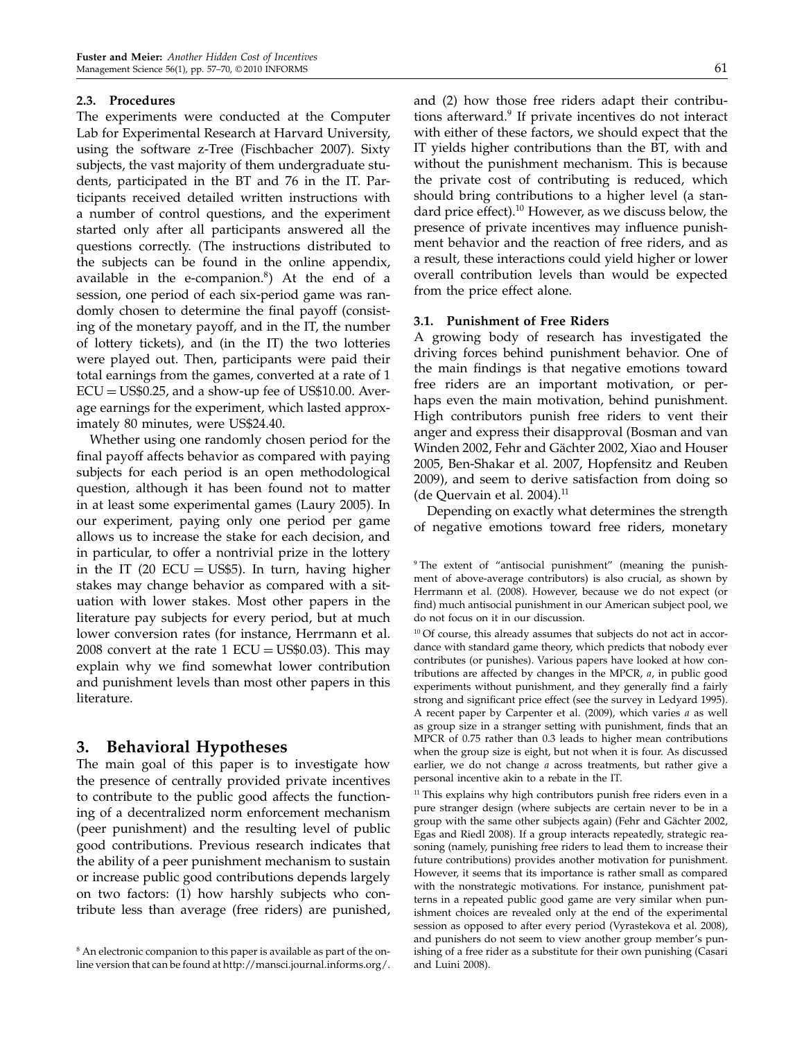### 2.3. Procedures

The experiments were conducted at the Computer Lab for Experimental Research at Harvard University, using the software z-Tree (Fischbacher 2007). Sixty subjects, the vast majority of them undergraduate students, participated in the BT and 76 in the IT. Participants received detailed written instructions with a number of control questions, and the experiment started only after all participants answered all the questions correctly. (The instructions distributed to the subjects can be found in the online appendix, available in the e-companion.[8]) At the end of a session, one period of each six-period game was randomly chosen to determine the final payoff (consisting of the monetary payoff, and in the IT, the number of lottery tickets), and (in the IT) the two lotteries were played out. Then, participants were paid their total earnings from the games, converted at a rate of 1 ECU = US$0.25, and a show-up fee of US$10.00. Average earnings for the experiment, which lasted approximately 80 minutes, were US$24.40.

Whether using one randomly chosen period for the final payoff affects behavior as compared with paying subjects for each period is an open methodological question, although it has been found not to matter in at least some experimental games (Laury 2005). In our experiment, paying only one period per game allows us to increase the stake for each decision, and in particular, to offer a nontrivial prize in the lottery in the IT (20 ECU = US$5). In turn, having higher stakes may change behavior as compared with a situation with lower stakes. Most other papers in the literature pay subjects for every period, but at much lower conversion rates (for instance, Herrmann et al. 2008 convert at the rate 1 ECU = US$0.03). This may explain why we find somewhat lower contribution and punishment levels than most other papers in this literature.

## 3. Behavioral Hypotheses

The main goal of this paper is to investigate how the presence of centrally provided private incentives to contribute to the public good affects the functioning of a decentralized norm enforcement mechanism (peer punishment) and the resulting level of public good contributions. Previous research indicates that the ability of a peer punishment mechanism to sustain or increase public good contributions depends largely on two factors: (1) how harshly subjects who contribute less than average (free riders) are punished, and (2) how those free riders adapt their contributions afterward.[9] If private incentives do not interact with either of these factors, we should expect that the IT yields higher contributions than the BT, with and without the punishment mechanism. This is because the private cost of contributing is reduced, which should bring contributions to a higher level (a standard price effect).[10] However, as we discuss below, the presence of private incentives may influence punishment behavior and the reaction of free riders, and as a result, these interactions could yield higher or lower overall contribution levels than would be expected from the price effect alone.

### 3.1. Punishment of Free Riders

A growing body of research has investigated the driving forces behind punishment behavior. One of the main findings is that negative emotions toward free riders are an important motivation, or perhaps even the main motivation, behind punishment. High contributors punish free riders to vent their anger and express their disapproval (Bosman and van Winden 2002, Fehr and Gächter 2002, Xiao and Houser 2005, Ben-Shakar et al. 2007, Hopfensitz and Reuben 2009), and seem to derive satisfaction from doing so (de Quervain et al. 2004).[11]

Depending on exactly what determines the strength of negative emotions toward free riders, monetary

[8] An electronic companion to this paper is available as part of the online version that can be found at http://mansci.journal.informs.org/.

[9] The extent of "antisocial punishment" (meaning the punishment of above-average contributors) is also crucial, as shown by Herrmann et al. (2008). However, because we do not expect (or find) much antisocial punishment in our American subject pool, we do not focus on it in our discussion.

[10] Of course, this already assumes that subjects do not act in accordance with standard game theory, which predicts that nobody ever contributes (or punishes). Various papers have looked at how contributions are affected by changes in the MPCR, $a$, in public good experiments without punishment, and they generally find a fairly strong and significant price effect (see the survey in Ledyard 1995). A recent paper by Carpenter et al. (2009), which varies $a$ as well as group size in a stranger setting with punishment, finds that an MPCR of 0.75 rather than 0.3 leads to higher mean contributions when the group size is eight, but not when it is four. As discussed earlier, we do not change $a$ across treatments, but rather give a personal incentive akin to a rebate in the IT.

[11] This explains why high contributors punish free riders even in a pure stranger design (where subjects are certain never to be in a group with the same other subjects again) (Fehr and Gächter 2002, Egas and Riedl 2008). If a group interacts repeatedly, strategic reasoning (namely, punishing free riders to lead them to increase their future contributions) provides another motivation for punishment. However, it seems that its importance is rather small as compared with the nonstrategic motivations. For instance, punishment patterns in a repeated public good game are very similar when punishment choices are revealed only at the end of the experimental session as opposed to after every period (Vyrastekova et al. 2008), and punishers do not seem to view another group member's punishing of a free rider as a substitute for their own punishing (Casari and Luini 2008).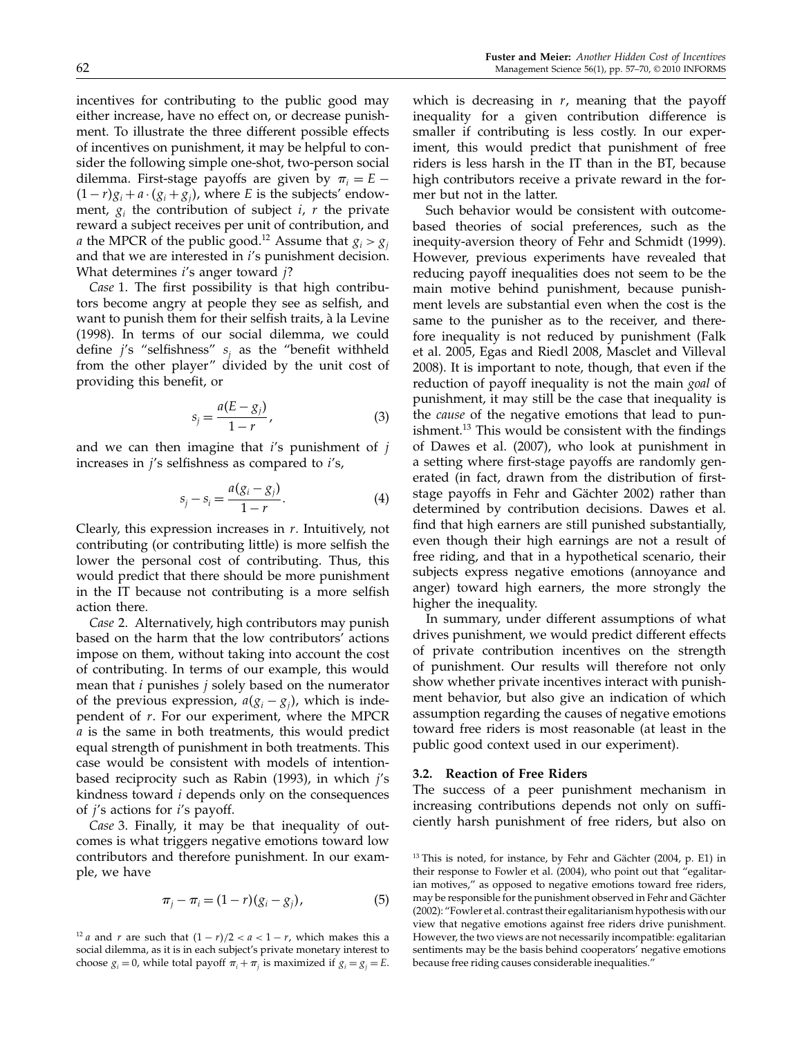incentives for contributing to the public good may either increase, have no effect on, or decrease punishment. To illustrate the three different possible effects of incentives on punishment, it may be helpful to consider the following simple one-shot, two-person social dilemma. First-stage payoffs are given by $\pi_i = E - (1-r)g_i + a \cdot (g_i + g_j)$, where $E$ is the subjects' endowment, $g_i$ the contribution of subject $i$, $r$ the private reward a subject receives per unit of contribution, and $a$ the MPCR of the public good.[12] Assume that $g_i > g_j$ and that we are interested in $i$'s punishment decision. What determines $i$'s anger toward $j$?

*Case* 1. The first possibility is that high contributors become angry at people they see as selfish, and want to punish them for their selfish traits, à la Levine (1998). In terms of our social dilemma, we could define $j$'s "selfishness" $s_j$ as the "benefit withheld from the other player" divided by the unit cost of providing this benefit, or

$$s_j = \frac{a(E - g_j)}{1 - r}, \tag{3}$$

and we can then imagine that $i$'s punishment of $j$ increases in $j$'s selfishness as compared to $i$'s,

$$s_j - s_i = \frac{a(g_i - g_j)}{1 - r}. \tag{4}$$

Clearly, this expression increases in $r$. Intuitively, not contributing (or contributing little) is more selfish the lower the personal cost of contributing. Thus, this would predict that there should be more punishment in the IT because not contributing is a more selfish action there.

*Case* 2. Alternatively, high contributors may punish based on the harm that the low contributors' actions impose on them, without taking into account the cost of contributing. In terms of our example, this would mean that $i$ punishes $j$ solely based on the numerator of the previous expression, $a(g_i - g_j)$, which is independent of $r$. For our experiment, where the MPCR $a$ is the same in both treatments, this would predict equal strength of punishment in both treatments. This case would be consistent with models of intention-based reciprocity such as Rabin (1993), in which $j$'s kindness toward $i$ depends only on the consequences of $j$'s actions for $i$'s payoff.

*Case* 3. Finally, it may be that inequality of outcomes is what triggers negative emotions toward low contributors and therefore punishment. In our example, we have

$$\pi_j - \pi_i = (1 - r)(g_i - g_j), \tag{5}$$

which is decreasing in $r$, meaning that the payoff inequality for a given contribution difference is smaller if contributing is less costly. In our experiment, this would predict that punishment of free riders is less harsh in the IT than in the BT, because high contributors receive a private reward in the former but not in the latter.

Such behavior would be consistent with outcome-based theories of social preferences, such as the inequity-aversion theory of Fehr and Schmidt (1999). However, previous experiments have revealed that reducing payoff inequalities does not seem to be the main motive behind punishment, because punishment levels are substantial even when the cost is the same to the punisher as to the receiver, and therefore inequality is not reduced by punishment (Falk et al. 2005, Egas and Riedl 2008, Masclet and Villeval 2008). It is important to note, though, that even if the reduction of payoff inequality is not the main *goal* of punishment, it may still be the case that inequality is the *cause* of the negative emotions that lead to punishment.[13] This would be consistent with the findings of Dawes et al. (2007), who look at punishment in a setting where first-stage payoffs are randomly generated (in fact, drawn from the distribution of first-stage payoffs in Fehr and Gächter 2002) rather than determined by contribution decisions. Dawes et al. find that high earners are still punished substantially, even though their high earnings are not a result of free riding, and that in a hypothetical scenario, their subjects express negative emotions (annoyance and anger) toward high earners, the more strongly the higher the inequality.

In summary, under different assumptions of what drives punishment, we would predict different effects of private contribution incentives on the strength of punishment. Our results will therefore not only show whether private incentives interact with punishment behavior, but also give an indication of which assumption regarding the causes of negative emotions toward free riders is most reasonable (at least in the public good context used in our experiment).

### 3.2. Reaction of Free Riders

The success of a peer punishment mechanism in increasing contributions depends not only on sufficiently harsh punishment of free riders, but also on

[12] $a$ and $r$ are such that $(1-r)/2 < a < 1-r$, which makes this a social dilemma, as it is in each subject's private monetary interest to choose $g_i = 0$, while total payoff $\pi_i + \pi_j$ is maximized if $g_i = g_j = E$.

[13] This is noted, for instance, by Fehr and Gächter (2004, p. E1) in their response to Fowler et al. (2004), who point out that "egalitarian motives," as opposed to negative emotions toward free riders, may be responsible for the punishment observed in Fehr and Gächter (2002): "Fowler et al. contrast their egalitarianism hypothesis with our view that negative emotions against free riders drive punishment. However, the two views are not necessarily incompatible: egalitarian sentiments may be the basis behind cooperators' negative emotions because free riding causes considerable inequalities."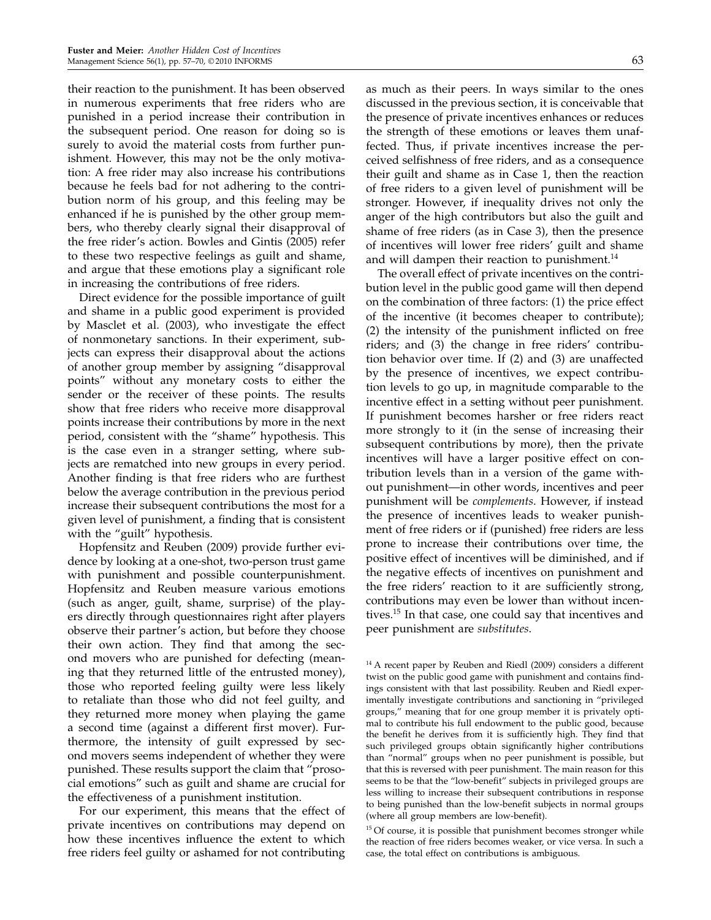their reaction to the punishment. It has been observed in numerous experiments that free riders who are punished in a period increase their contribution in the subsequent period. One reason for doing so is surely to avoid the material costs from further punishment. However, this may not be the only motivation: A free rider may also increase his contributions because he feels bad for not adhering to the contribution norm of his group, and this feeling may be enhanced if he is punished by the other group members, who thereby clearly signal their disapproval of the free rider's action. Bowles and Gintis (2005) refer to these two respective feelings as guilt and shame, and argue that these emotions play a significant role in increasing the contributions of free riders.

Direct evidence for the possible importance of guilt and shame in a public good experiment is provided by Masclet et al. (2003), who investigate the effect of nonmonetary sanctions. In their experiment, subjects can express their disapproval about the actions of another group member by assigning "disapproval points" without any monetary costs to either the sender or the receiver of these points. The results show that free riders who receive more disapproval points increase their contributions by more in the next period, consistent with the "shame" hypothesis. This is the case even in a stranger setting, where subjects are rematched into new groups in every period. Another finding is that free riders who are furthest below the average contribution in the previous period increase their subsequent contributions the most for a given level of punishment, a finding that is consistent with the "guilt" hypothesis.

Hopfensitz and Reuben (2009) provide further evidence by looking at a one-shot, two-person trust game with punishment and possible counterpunishment. Hopfensitz and Reuben measure various emotions (such as anger, guilt, shame, surprise) of the players directly through questionnaires right after players observe their partner's action, but before they choose their own action. They find that among the second movers who are punished for defecting (meaning that they returned little of the entrusted money), those who reported feeling guilty were less likely to retaliate than those who did not feel guilty, and they returned more money when playing the game a second time (against a different first mover). Furthermore, the intensity of guilt expressed by second movers seems independent of whether they were punished. These results support the claim that "prosocial emotions" such as guilt and shame are crucial for the effectiveness of a punishment institution.

For our experiment, this means that the effect of private incentives on contributions may depend on how these incentives influence the extent to which free riders feel guilty or ashamed for not contributing as much as their peers. In ways similar to the ones discussed in the previous section, it is conceivable that the presence of private incentives enhances or reduces the strength of these emotions or leaves them unaffected. Thus, if private incentives increase the perceived selfishness of free riders, and as a consequence their guilt and shame as in Case 1, then the reaction of free riders to a given level of punishment will be stronger. However, if inequality drives not only the anger of the high contributors but also the guilt and shame of free riders (as in Case 3), then the presence of incentives will lower free riders' guilt and shame and will dampen their reaction to punishment.[14]

The overall effect of private incentives on the contribution level in the public good game will then depend on the combination of three factors: (1) the price effect of the incentive (it becomes cheaper to contribute); (2) the intensity of the punishment inflicted on free riders; and (3) the change in free riders' contribution behavior over time. If (2) and (3) are unaffected by the presence of incentives, we expect contribution levels to go up, in magnitude comparable to the incentive effect in a setting without peer punishment. If punishment becomes harsher or free riders react more strongly to it (in the sense of increasing their subsequent contributions by more), then the private incentives will have a larger positive effect on contribution levels than in a version of the game without punishment—in other words, incentives and peer punishment will be *complements*. However, if instead the presence of incentives leads to weaker punishment of free riders or if (punished) free riders are less prone to increase their contributions over time, the positive effect of incentives will be diminished, and if the negative effects of incentives on punishment and the free riders' reaction to it are sufficiently strong, contributions may even be lower than without incentives.[15] In that case, one could say that incentives and peer punishment are *substitutes*.

[14] A recent paper by Reuben and Riedl (2009) considers a different twist on the public good game with punishment and contains findings consistent with that last possibility. Reuben and Riedl experimentally investigate contributions and sanctioning in "privileged groups," meaning that for one group member it is privately optimal to contribute his full endowment to the public good, because the benefit he derives from it is sufficiently high. They find that such privileged groups obtain significantly higher contributions than "normal" groups when no peer punishment is possible, but that this is reversed with peer punishment. The main reason for this seems to be that the "low-benefit" subjects in privileged groups are less willing to increase their subsequent contributions in response to being punished than the low-benefit subjects in normal groups (where all group members are low-benefit).

[15] Of course, it is possible that punishment becomes stronger while the reaction of free riders becomes weaker, or vice versa. In such a case, the total effect on contributions is ambiguous.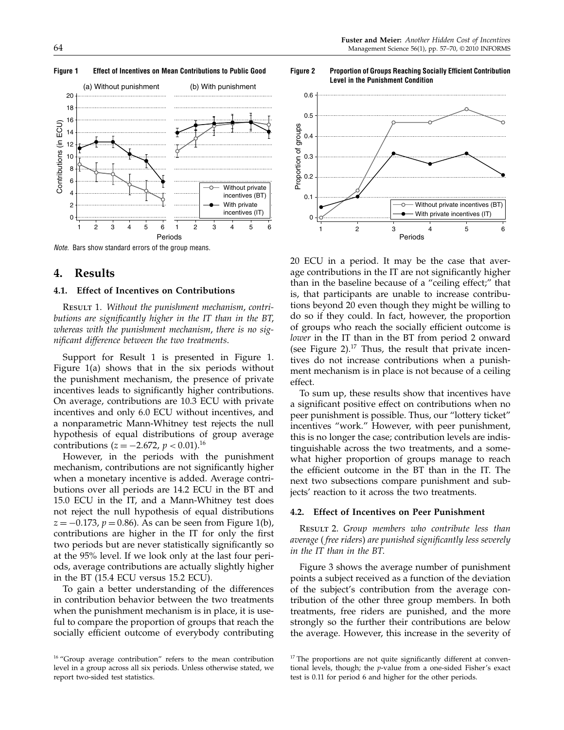**Figure 1 Effect of Incentives on Mean Contributions to Public Good**

*Note.* Bars show standard errors of the group means.

**Figure 2 Proportion of Groups Reaching Socially Efficient Contribution Level in the Punishment Condition**

## 4. Results

### 4.1. Effect of Incentives on Contributions

Result 1. *Without the punishment mechanism, contributions are significantly higher in the IT than in the BT, whereas with the punishment mechanism, there is no significant difference between the two treatments.*

Support for Result 1 is presented in Figure 1. Figure 1(a) shows that in the six periods without the punishment mechanism, the presence of private incentives leads to significantly higher contributions. On average, contributions are 10.3 ECU with private incentives and only 6.0 ECU without incentives, and a nonparametric Mann-Whitney test rejects the null hypothesis of equal distributions of group average contributions ($z = -2.672$, $p < 0.01$).[16]

However, in the periods with the punishment mechanism, contributions are not significantly higher when a monetary incentive is added. Average contributions over all periods are 14.2 ECU in the BT and 15.0 ECU in the IT, and a Mann-Whitney test does not reject the null hypothesis of equal distributions $z = -0.173$, $p = 0.86$). As can be seen from Figure 1(b), contributions are higher in the IT for only the first two periods but are never statistically significantly so at the 95% level. If we look only at the last four periods, average contributions are actually slightly higher in the BT (15.4 ECU versus 15.2 ECU).

To gain a better understanding of the differences in contribution behavior between the two treatments when the punishment mechanism is in place, it is useful to compare the proportion of groups that reach the socially efficient outcome of everybody contributing 20 ECU in a period. It may be the case that average contributions in the IT are not significantly higher than in the baseline because of a "ceiling effect;" that is, that participants are unable to increase contributions beyond 20 even though they might be willing to do so if they could. In fact, however, the proportion of groups who reach the socially efficient outcome is *lower* in the IT than in the BT from period 2 onward (see Figure 2).[17] Thus, the result that private incentives do not increase contributions when a punishment mechanism is in place is not because of a ceiling effect.

To sum up, these results show that incentives have a significant positive effect on contributions when no peer punishment is possible. Thus, our "lottery ticket" incentives "work." However, with peer punishment, this is no longer the case; contribution levels are indistinguishable across the two treatments, and a somewhat higher proportion of groups manage to reach the efficient outcome in the BT than in the IT. The next two subsections compare punishment and subjects' reaction to it across the two treatments.

### 4.2. Effect of Incentives on Peer Punishment

Result 2. *Group members who contribute less than average (free riders) are punished significantly less severely in the IT than in the BT.*

Figure 3 shows the average number of punishment points a subject received as a function of the deviation of the subject's contribution from the average contribution of the other three group members. In both treatments, free riders are punished, and the more strongly so the further their contributions are below the average. However, this increase in the severity of

[16] "Group average contribution" refers to the mean contribution level in a group across all six periods. Unless otherwise stated, we report two-sided test statistics.

[17] The proportions are not quite significantly different at conventional levels, though; the $p$-value from a one-sided Fisher's exact test is 0.11 for period 6 and higher for the other periods.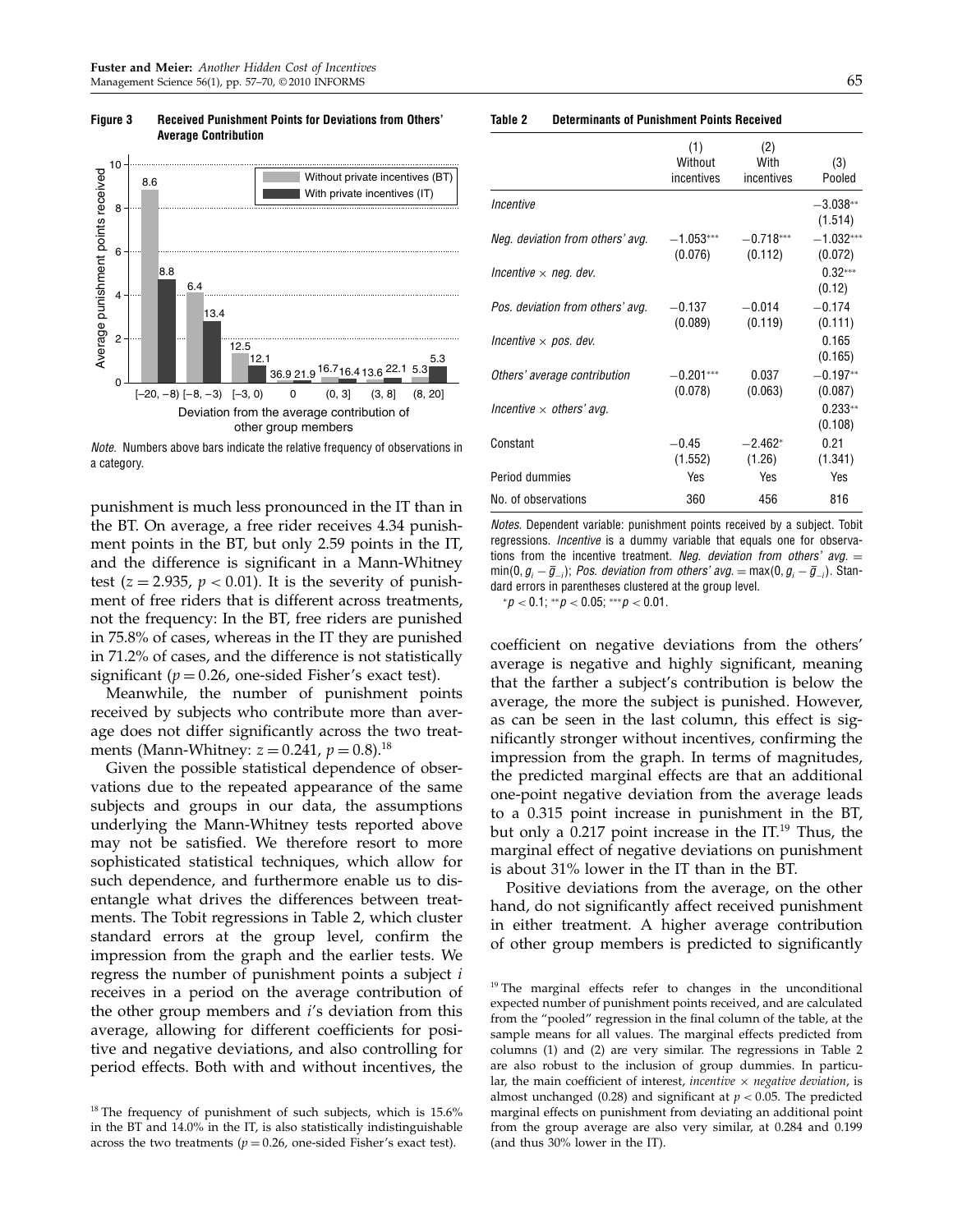**Figure 3 Received Punishment Points for Deviations from Others' Average Contribution**

*Note.* Numbers above bars indicate the relative frequency of observations in a category.

punishment is much less pronounced in the IT than in the BT. On average, a free rider receives 4.34 punishment points in the BT, but only 2.59 points in the IT, and the difference is significant in a Mann-Whitney test ($z = 2.935$, $p < 0.01$). It is the severity of punishment of free riders that is different across treatments, not the frequency: In the BT, free riders are punished in 75.8% of cases, whereas in the IT they are punished in 71.2% of cases, and the difference is not statistically significant ($p = 0.26$, one-sided Fisher's exact test).

Meanwhile, the number of punishment points received by subjects who contribute more than average does not differ significantly across the two treatments (Mann-Whitney: $z = 0.241$, $p = 0.8$).[18]

Given the possible statistical dependence of observations due to the repeated appearance of the same subjects and groups in our data, the assumptions underlying the Mann-Whitney tests reported above may not be satisfied. We therefore resort to more sophisticated statistical techniques, which allow for such dependence, and furthermore enable us to disentangle what drives the differences between treatments. The Tobit regressions in Table 2, which cluster standard errors at the group level, confirm the impression from the graph and the earlier tests. We regress the number of punishment points a subject $i$ receives in a period on the average contribution of the other group members and $i$'s deviation from this average, allowing for different coefficients for positive and negative deviations, and also controlling for period effects. Both with and without incentives, the coefficient on negative deviations from the others' average is negative and highly significant, meaning that the farther a subject's contribution is below the average, the more the subject is punished. However, as can be seen in the last column, this effect is significantly stronger without incentives, confirming the impression from the graph. In terms of magnitudes, the predicted marginal effects are that an additional one-point negative deviation from the average leads to a 0.315 point increase in punishment in the BT, but only a 0.217 point increase in the IT.[19] Thus, the marginal effect of negative deviations on punishment is about 31% lower in the IT than in the BT.

Positive deviations from the average, on the other hand, do not significantly affect received punishment in either treatment. A higher average contribution of other group members is predicted to significantly

**Table 2 Determinants of Punishment Points Received**

| | (1) Without incentives | (2) With incentives | (3) Pooled |
|---|---|---|---|
| *Incentive* | | | −3.038** (1.514) |
| *Neg. deviation from others' avg.* | −1.053*** (0.076) | −0.718*** (0.112) | −1.032*** (0.072) |
| *Incentive × neg. dev.* | | | 0.32*** (0.12) |
| *Pos. deviation from others' avg.* | −0.137 (0.089) | −0.014 (0.119) | −0.174 (0.111) |
| *Incentive × pos. dev.* | | | 0.165 (0.165) |
| *Others' average contribution* | −0.201*** (0.078) | 0.037 (0.063) | −0.197** (0.087) |
| *Incentive × others' avg.* | | | 0.233** (0.108) |
| Constant | −0.45 (1.552) | −2.462* (1.26) | 0.21 (1.341) |
| Period dummies | Yes | Yes | Yes |
| No. of observations | 360 | 456 | 816 |

*Notes.* Dependent variable: punishment points received by a subject. Tobit regressions. *Incentive* is a dummy variable that equals one for observations from the incentive treatment. *Neg. deviation from others' avg.* $= \min(0, g_i - \bar{g}_{-i})$; *Pos. deviation from others' avg.* $= \max(0, g_i - \bar{g}_{-i})$. Standard errors in parentheses clustered at the group level.

$^{*}p < 0.1$; $^{**}p < 0.05$; $^{***}p < 0.01$.

[18] The frequency of punishment of such subjects, which is 15.6% in the BT and 14.0% in the IT, is also statistically indistinguishable across the two treatments ($p = 0.26$, one-sided Fisher's exact test).

[19] The marginal effects refer to changes in the unconditional expected number of punishment points received, and are calculated from the "pooled" regression in the final column of the table, at the sample means for all values. The marginal effects predicted from columns (1) and (2) are very similar. The regressions in Table 2 are also robust to the inclusion of group dummies. In particular, the main coefficient of interest, *incentive × negative deviation*, is almost unchanged (0.28) and significant at $p < 0.05$. The predicted marginal effects on punishment from deviating an additional point from the group average are also very similar, at 0.284 and 0.199 (and thus 30% lower in the IT).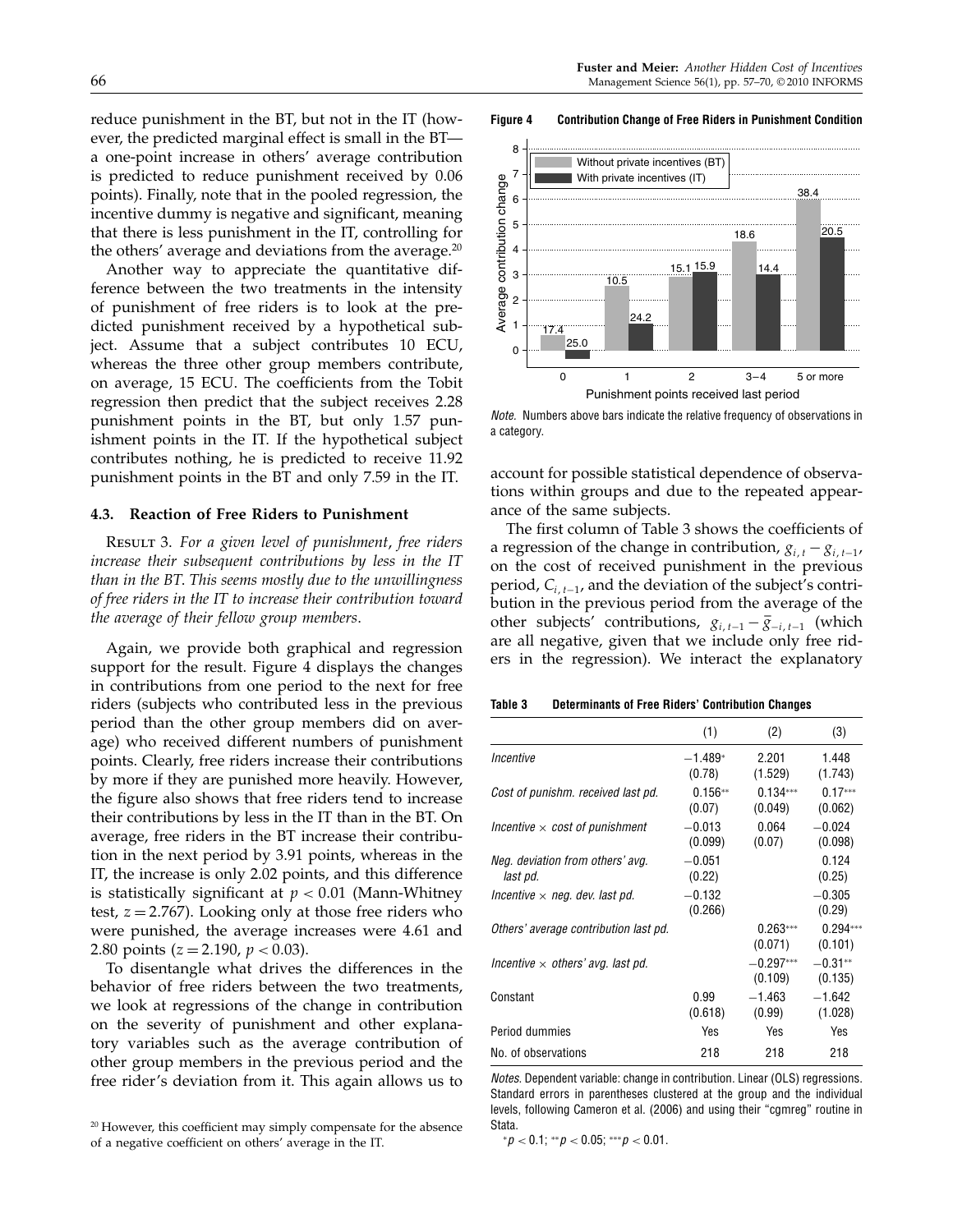reduce punishment in the BT, but not in the IT (however, the predicted marginal effect is small in the BT—a one-point increase in others' average contribution is predicted to reduce punishment received by 0.06 points). Finally, note that in the pooled regression, the incentive dummy is negative and significant, meaning that there is less punishment in the IT, controlling for the others' average and deviations from the average.[20]

Another way to appreciate the quantitative difference between the two treatments in the intensity of punishment of free riders is to look at the predicted punishment received by a hypothetical subject. Assume that a subject contributes 10 ECU, whereas the three other group members contribute, on average, 15 ECU. The coefficients from the Tobit regression then predict that the subject receives 2.28 punishment points in the BT, but only 1.57 punishment points in the IT. If the hypothetical subject contributes nothing, he is predicted to receive 11.92 punishment points in the BT and only 7.59 in the IT.

### 4.3. Reaction of Free Riders to Punishment

Result 3. *For a given level of punishment, free riders increase their subsequent contributions by less in the IT than in the BT. This seems mostly due to the unwillingness of free riders in the IT to increase their contribution toward the average of their fellow group members.*

Again, we provide both graphical and regression support for the result. Figure 4 displays the changes in contributions from one period to the next for free riders (subjects who contributed less in the previous period than the other group members did on average) who received different numbers of punishment points. Clearly, free riders increase their contributions by more if they are punished more heavily. However, the figure also shows that free riders tend to increase their contributions by less in the IT than in the BT. On average, free riders in the BT increase their contribution in the next period by 3.91 points, whereas in the IT, the increase is only 2.02 points, and this difference is statistically significant at $p < 0.01$ (Mann-Whitney test, $z = 2.767$). Looking only at those free riders who were punished, the average increases were 4.61 and 2.80 points ($z = 2.190$, $p < 0.03$).

To disentangle what drives the differences in the behavior of free riders between the two treatments, we look at regressions of the change in contribution on the severity of punishment and other explanatory variables such as the average contribution of other group members in the previous period and the free rider's deviation from it. This again allows us to account for possible statistical dependence of observations within groups and due to the repeated appearance of the same subjects.

**Figure 4 Contribution Change of Free Riders in Punishment Condition**

| Punishment points received last period | Without private incentives (BT) | With private incentives (IT) |
|---|---|---|
| 0 | 17.4 | 25.0 |
| 1 | 10.5 | 24.2 |
| 2 | 15.1 | 15.9 |
| 3–4 | 18.6 | 14.4 |
| 5 or more | 38.4 | 20.5 |

*Note.* Numbers above bars indicate the relative frequency of observations in a category.

The first column of Table 3 shows the coefficients of a regression of the change in contribution, $g_{i,t} - g_{i,t-1}$, on the cost of received punishment in the previous period, $C_{i,t-1}$, and the deviation of the subject's contribution in the previous period from the average of the other subjects' contributions, $g_{i,t-1} - \bar{g}_{-i,t-1}$ (which are all negative, given that we include only free riders in the regression). We interact the explanatory

**Table 3 Determinants of Free Riders' Contribution Changes**

| | (1) | (2) | (3) |
|---|---|---|---|
| *Incentive* | −1.489* (0.78) | 2.201 (1.529) | 1.448 (1.743) |
| *Cost of punishm. received last pd.* | 0.156** (0.07) | 0.134*** (0.049) | 0.17*** (0.062) |
| *Incentive × cost of punishment* | −0.013 (0.099) | 0.064 (0.07) | −0.024 (0.098) |
| *Neg. deviation from others' avg. last pd.* | −0.051 (0.22) | | 0.124 (0.25) |
| *Incentive × neg. dev. last pd.* | −0.132 (0.266) | | −0.305 (0.29) |
| *Others' average contribution last pd.* | | 0.263*** (0.071) | 0.294*** (0.101) |
| *Incentive × others' avg. last pd.* | | −0.297*** (0.109) | −0.31** (0.135) |
| Constant | 0.99 (0.618) | −1.463 (0.99) | −1.642 (1.028) |
| Period dummies | Yes | Yes | Yes |
| No. of observations | 218 | 218 | 218 |

*Notes.* Dependent variable: change in contribution. Linear (OLS) regressions. Standard errors in parentheses clustered at the group and the individual levels, following Cameron et al. (2006) and using their "cgmreg" routine in Stata.

*$p < 0.1$; **$p < 0.05$; ***$p < 0.01$.

[20] However, this coefficient may simply compensate for the absence of a negative coefficient on others' average in the IT.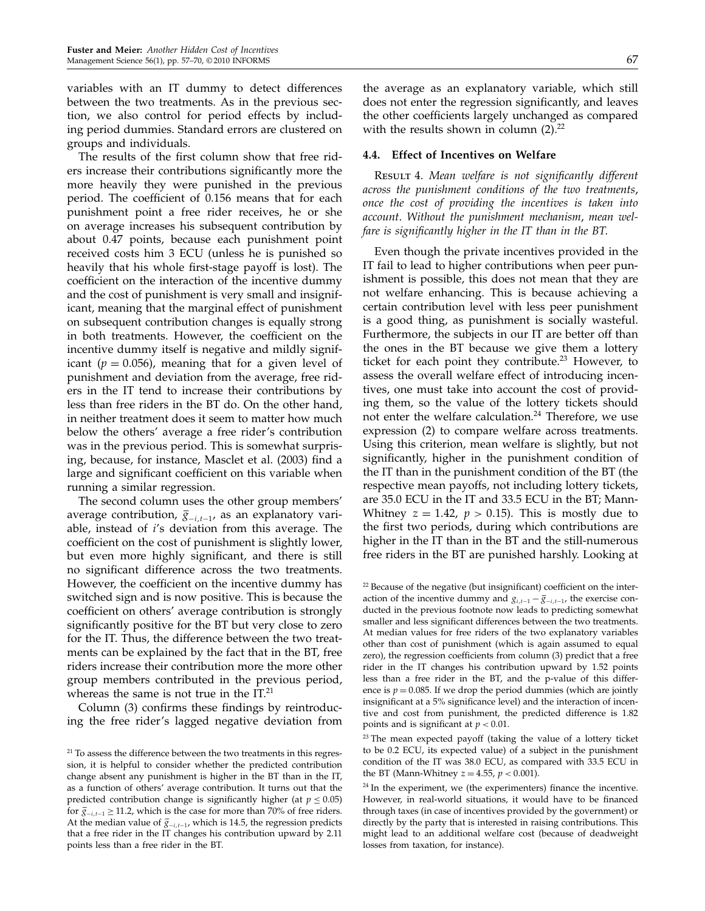variables with an IT dummy to detect differences between the two treatments. As in the previous section, we also control for period effects by including period dummies. Standard errors are clustered on groups and individuals.

The results of the first column show that free riders increase their contributions significantly more the more heavily they were punished in the previous period. The coefficient of 0.156 means that for each punishment point a free rider receives, he or she on average increases his subsequent contribution by about 0.47 points, because each punishment point received costs him 3 ECU (unless he is punished so heavily that his whole first-stage payoff is lost). The coefficient on the interaction of the incentive dummy and the cost of punishment is very small and insignificant, meaning that the marginal effect of punishment on subsequent contribution changes is equally strong in both treatments. However, the coefficient on the incentive dummy itself is negative and mildly significant ($p = 0.056$), meaning that for a given level of punishment and deviation from the average, free riders in the IT tend to increase their contributions by less than free riders in the BT do. On the other hand, in neither treatment does it seem to matter how much below the others' average a free rider's contribution was in the previous period. This is somewhat surprising, because, for instance, Masclet et al. (2003) find a large and significant coefficient on this variable when running a similar regression.

The second column uses the other group members' average contribution, $\bar{g}_{-i,t-1}$, as an explanatory variable, instead of $i$'s deviation from this average. The coefficient on the cost of punishment is slightly lower, but even more highly significant, and there is still no significant difference across the two treatments. However, the coefficient on the incentive dummy has switched sign and is now positive. This is because the coefficient on others' average contribution is strongly significantly positive for the BT but very close to zero for the IT. Thus, the difference between the two treatments can be explained by the fact that in the BT, free riders increase their contribution more the more other group members contributed in the previous period, whereas the same is not true in the IT.[21]

Column (3) confirms these findings by reintroducing the free rider's lagged negative deviation from the average as an explanatory variable, which still does not enter the regression significantly, and leaves the other coefficients largely unchanged as compared with the results shown in column (2).[22]

### 4.4. Effect of Incentives on Welfare

Result 4. *Mean welfare is not significantly different across the punishment conditions of the two treatments, once the cost of providing the incentives is taken into account. Without the punishment mechanism, mean welfare is significantly higher in the IT than in the BT.*

Even though the private incentives provided in the IT fail to lead to higher contributions when peer punishment is possible, this does not mean that they are not welfare enhancing. This is because achieving a certain contribution level with less peer punishment is a good thing, as punishment is socially wasteful. Furthermore, the subjects in our IT are better off than the ones in the BT because we give them a lottery ticket for each point they contribute.[23] However, to assess the overall welfare effect of introducing incentives, one must take into account the cost of providing them, so the value of the lottery tickets should not enter the welfare calculation.[24] Therefore, we use expression (2) to compare welfare across treatments. Using this criterion, mean welfare is slightly, but not significantly, higher in the punishment condition of the IT than in the punishment condition of the BT (the respective mean payoffs, not including lottery tickets, are 35.0 ECU in the IT and 33.5 ECU in the BT; Mann-Whitney $z = 1.42$, $p > 0.15$). This is mostly due to the first two periods, during which contributions are higher in the IT than in the BT and the still-numerous free riders in the BT are punished harshly. Looking at

[21] To assess the difference between the two treatments in this regression, it is helpful to consider whether the predicted contribution change absent any punishment is higher in the BT than in the IT, as a function of others' average contribution. It turns out that the predicted contribution change is significantly higher (at $p \leq 0.05$) for $\bar{g}_{-i,t-1} \geq 11.2$, which is the case for more than 70% of free riders. At the median value of $\bar{g}_{-i,t-1}$, which is 14.5, the regression predicts that a free rider in the IT changes his contribution upward by 2.11 points less than a free rider in the BT.

[22] Because of the negative (but insignificant) coefficient on the interaction of the incentive dummy and $g_{i,t-1} - \bar{g}_{-i,t-1}$, the exercise conducted in the previous footnote now leads to predicting somewhat smaller and less significant differences between the two treatments. At median values for free riders of the two explanatory variables other than cost of punishment (which is again assumed to equal zero), the regression coefficients from column (3) predict that a free rider in the IT changes his contribution upward by 1.52 points less than a free rider in the BT, and the p-value of this difference is $p = 0.085$. If we drop the period dummies (which are jointly insignificant at a 5% significance level) and the interaction of incentive and cost from punishment, the predicted difference is 1.82 points and is significant at $p < 0.01$.

[23] The mean expected payoff (taking the value of a lottery ticket to be 0.2 ECU, its expected value) of a subject in the punishment condition of the IT was 38.0 ECU, as compared with 33.5 ECU in the BT (Mann-Whitney $z = 4.55$, $p < 0.001$).

[24] In the experiment, we (the experimenters) finance the incentive. However, in real-world situations, it would have to be financed through taxes (in case of incentives provided by the government) or directly by the party that is interested in raising contributions. This might lead to an additional welfare cost (because of deadweight losses from taxation, for instance).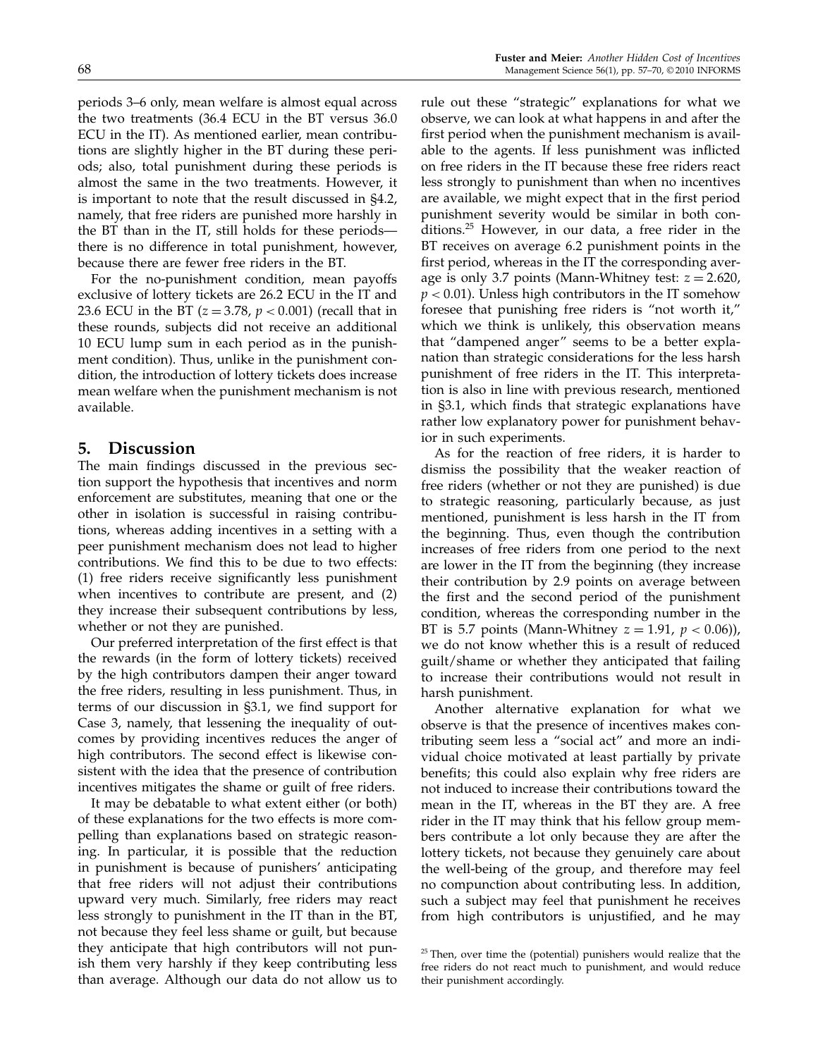periods 3–6 only, mean welfare is almost equal across the two treatments (36.4 ECU in the BT versus 36.0 ECU in the IT). As mentioned earlier, mean contributions are slightly higher in the BT during these periods; also, total punishment during these periods is almost the same in the two treatments. However, it is important to note that the result discussed in §4.2, namely, that free riders are punished more harshly in the BT than in the IT, still holds for these periods—there is no difference in total punishment, however, because there are fewer free riders in the BT.

For the no-punishment condition, mean payoffs exclusive of lottery tickets are 26.2 ECU in the IT and 23.6 ECU in the BT ($z = 3.78$, $p < 0.001$) (recall that in these rounds, subjects did not receive an additional 10 ECU lump sum in each period as in the punishment condition). Thus, unlike in the punishment condition, the introduction of lottery tickets does increase mean welfare when the punishment mechanism is not available.

## 5. Discussion

The main findings discussed in the previous section support the hypothesis that incentives and norm enforcement are substitutes, meaning that one or the other in isolation is successful in raising contributions, whereas adding incentives in a setting with a peer punishment mechanism does not lead to higher contributions. We find this to be due to two effects: (1) free riders receive significantly less punishment when incentives to contribute are present, and (2) they increase their subsequent contributions by less, whether or not they are punished.

Our preferred interpretation of the first effect is that the rewards (in the form of lottery tickets) received by the high contributors dampen their anger toward the free riders, resulting in less punishment. Thus, in terms of our discussion in §3.1, we find support for Case 3, namely, that lessening the inequality of outcomes by providing incentives reduces the anger of high contributors. The second effect is likewise consistent with the idea that the presence of contribution incentives mitigates the shame or guilt of free riders.

It may be debatable to what extent either (or both) of these explanations for the two effects is more compelling than explanations based on strategic reasoning. In particular, it is possible that the reduction in punishment is because of punishers' anticipating that free riders will not adjust their contributions upward very much. Similarly, free riders may react less strongly to punishment in the IT than in the BT, not because they feel less shame or guilt, but because they anticipate that high contributors will not punish them very harshly if they keep contributing less than average. Although our data do not allow us to rule out these "strategic" explanations for what we observe, we can look at what happens in and after the first period when the punishment mechanism is available to the agents. If less punishment was inflicted on free riders in the IT because these free riders react less strongly to punishment than when no incentives are available, we might expect that in the first period punishment severity would be similar in both conditions.[25] However, in our data, a free rider in the BT receives on average 6.2 punishment points in the first period, whereas in the IT the corresponding average is only 3.7 points (Mann-Whitney test: $z = 2.620$, $p < 0.01$). Unless high contributors in the IT somehow foresee that punishing free riders is "not worth it," which we think is unlikely, this observation means that "dampened anger" seems to be a better explanation than strategic considerations for the less harsh punishment of free riders in the IT. This interpretation is also in line with previous research, mentioned in §3.1, which finds that strategic explanations have rather low explanatory power for punishment behavior in such experiments.

As for the reaction of free riders, it is harder to dismiss the possibility that the weaker reaction of free riders (whether or not they are punished) is due to strategic reasoning, particularly because, as just mentioned, punishment is less harsh in the IT from the beginning. Thus, even though the contribution increases of free riders from one period to the next are lower in the IT from the beginning (they increase their contribution by 2.9 points on average between the first and the second period of the punishment condition, whereas the corresponding number in the BT is 5.7 points (Mann-Whitney $z = 1.91$, $p < 0.06$)), we do not know whether this is a result of reduced guilt/shame or whether they anticipated that failing to increase their contributions would not result in harsh punishment.

Another alternative explanation for what we observe is that the presence of incentives makes contributing seem less a "social act" and more an individual choice motivated at least partially by private benefits; this could also explain why free riders are not induced to increase their contributions toward the mean in the IT, whereas in the BT they are. A free rider in the IT may think that his fellow group members contribute a lot only because they are after the lottery tickets, not because they genuinely care about the well-being of the group, and therefore may feel no compunction about contributing less. In addition, such a subject may feel that punishment he receives from high contributors is unjustified, and he may

[25] Then, over time the (potential) punishers would realize that the free riders do not react much to punishment, and would reduce their punishment accordingly.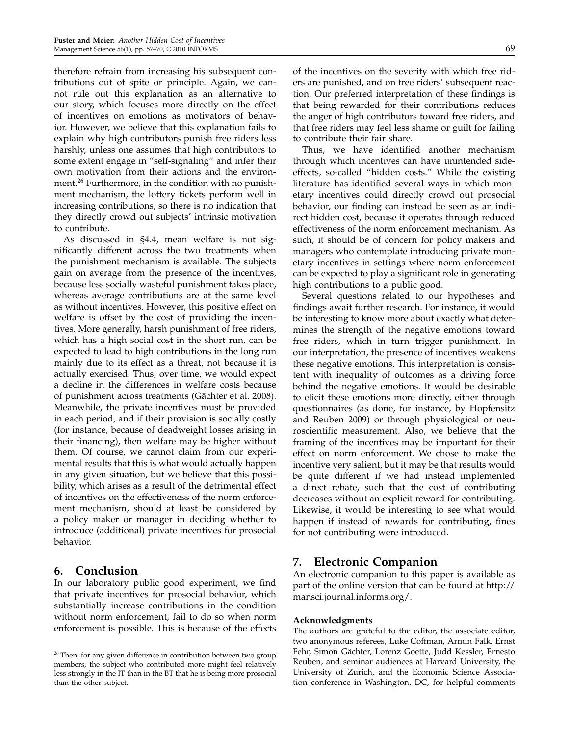therefore refrain from increasing his subsequent contributions out of spite or principle. Again, we cannot rule out this explanation as an alternative to our story, which focuses more directly on the effect of incentives on emotions as motivators of behavior. However, we believe that this explanation fails to explain why high contributors punish free riders less harshly, unless one assumes that high contributors to some extent engage in "self-signaling" and infer their own motivation from their actions and the environment.[26] Furthermore, in the condition with no punishment mechanism, the lottery tickets perform well in increasing contributions, so there is no indication that they directly crowd out subjects' intrinsic motivation to contribute.

As discussed in §4.4, mean welfare is not significantly different across the two treatments when the punishment mechanism is available. The subjects gain on average from the presence of the incentives, because less socially wasteful punishment takes place, whereas average contributions are at the same level as without incentives. However, this positive effect on welfare is offset by the cost of providing the incentives. More generally, harsh punishment of free riders, which has a high social cost in the short run, can be expected to lead to high contributions in the long run mainly due to its effect as a threat, not because it is actually exercised. Thus, over time, we would expect a decline in the differences in welfare costs because of punishment across treatments (Gächter et al. 2008). Meanwhile, the private incentives must be provided in each period, and if their provision is socially costly (for instance, because of deadweight losses arising in their financing), then welfare may be higher without them. Of course, we cannot claim from our experimental results that this is what would actually happen in any given situation, but we believe that this possibility, which arises as a result of the detrimental effect of incentives on the effectiveness of the norm enforcement mechanism, should at least be considered by a policy maker or manager in deciding whether to introduce (additional) private incentives for prosocial behavior.

## 6. Conclusion

In our laboratory public good experiment, we find that private incentives for prosocial behavior, which substantially increase contributions in the condition without norm enforcement, fail to do so when norm enforcement is possible. This is because of the effects of the incentives on the severity with which free riders are punished, and on free riders' subsequent reaction. Our preferred interpretation of these findings is that being rewarded for their contributions reduces the anger of high contributors toward free riders, and that free riders may feel less shame or guilt for failing to contribute their fair share.

Thus, we have identified another mechanism through which incentives can have unintended side-effects, so-called "hidden costs." While the existing literature has identified several ways in which monetary incentives could directly crowd out prosocial behavior, our finding can instead be seen as an indirect hidden cost, because it operates through reduced effectiveness of the norm enforcement mechanism. As such, it should be of concern for policy makers and managers who contemplate introducing private monetary incentives in settings where norm enforcement can be expected to play a significant role in generating high contributions to a public good.

Several questions related to our hypotheses and findings await further research. For instance, it would be interesting to know more about exactly what determines the strength of the negative emotions toward free riders, which in turn trigger punishment. In our interpretation, the presence of incentives weakens these negative emotions. This interpretation is consistent with inequality of outcomes as a driving force behind the negative emotions. It would be desirable to elicit these emotions more directly, either through questionnaires (as done, for instance, by Hopfensitz and Reuben 2009) or through physiological or neuroscientific measurement. Also, we believe that the framing of the incentives may be important for their effect on norm enforcement. We chose to make the incentive very salient, but it may be that results would be quite different if we had instead implemented a direct rebate, such that the cost of contributing decreases without an explicit reward for contributing. Likewise, it would be interesting to see what would happen if instead of rewards for contributing, fines for not contributing were introduced.

## 7. Electronic Companion

An electronic companion to this paper is available as part of the online version that can be found at http://mansci.journal.informs.org/.

#### Acknowledgments

The authors are grateful to the editor, the associate editor, two anonymous referees, Luke Coffman, Armin Falk, Ernst Fehr, Simon Gächter, Lorenz Goette, Judd Kessler, Ernesto Reuben, and seminar audiences at Harvard University, the University of Zurich, and the Economic Science Association conference in Washington, DC, for helpful comments

[26] Then, for any given difference in contribution between two group members, the subject who contributed more might feel relatively less strongly in the IT than in the BT that he is being more prosocial than the other subject.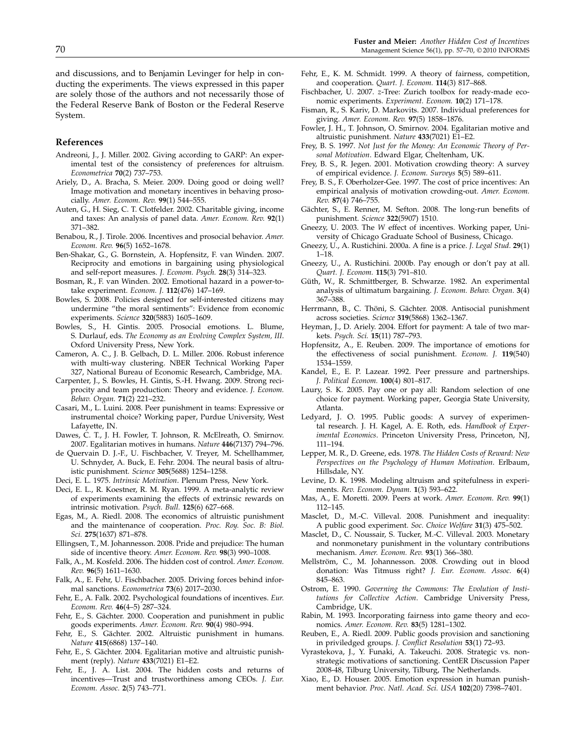and discussions, and to Benjamin Levinger for help in conducting the experiments. The views expressed in this paper are solely those of the authors and not necessarily those of the Federal Reserve Bank of Boston or the Federal Reserve System.

## References

Andreoni, J., J. Miller. 2002. Giving according to GARP: An experimental test of the consistency of preferences for altruism. *Econometrica* **70**(2) 737–753.

Ariely, D., A. Bracha, S. Meier. 2009. Doing good or doing well? Image motivation and monetary incentives in behaving prosocially. *Amer. Econom. Rev.* **99**(1) 544–555.

Auten, G., H. Sieg, C. T. Clotfelder. 2002. Charitable giving, income and taxes: An analysis of panel data. *Amer. Econom. Rev.* **92**(1) 371–382.

Benabou, R., J. Tirole. 2006. Incentives and prosocial behavior. *Amer. Econom. Rev.* **96**(5) 1652–1678.

Ben-Shakar, G., G. Bornstein, A. Hopfensitz, F. van Winden. 2007. Reciprocity and emotions in bargaining using physiological and self-report measures. *J. Econom. Psych.* **28**(3) 314–323.

Bosman, R., F. van Winden. 2002. Emotional hazard in a power-to-take experiment. *Econom. J.* **112**(476) 147–169.

Bowles, S. 2008. Policies designed for self-interested citizens may undermine "the moral sentiments": Evidence from economic experiments. *Science* **320**(5883) 1605–1609.

Bowles, S., H. Gintis. 2005. Prosocial emotions. L. Blume, S. Durlauf, eds. *The Economy as an Evolving Complex System, III*. Oxford University Press, New York.

Cameron, A. C., J. B. Gelbach, D. L. Miller. 2006. Robust inference with multi-way clustering. NBER Technical Working Paper 327, National Bureau of Economic Research, Cambridge, MA.

Carpenter, J., S. Bowles, H. Gintis, S.-H. Hwang. 2009. Strong reciprocity and team production: Theory and evidence. *J. Econom. Behav. Organ.* **71**(2) 221–232.

Casari, M., L. Luini. 2008. Peer punishment in teams: Expressive or instrumental choice? Working paper, Purdue University, West Lafayette, IN.

Dawes, C. T., J. H. Fowler, T. Johnson, R. McElreath, O. Smirnov. 2007. Egalitarian motives in humans. *Nature* **446**(7137) 794–796.

de Quervain D. J.-F., U. Fischbacher, V. Treyer, M. Schellhammer, U. Schnyder, A. Buck, E. Fehr. 2004. The neural basis of altruistic punishment. *Science* **305**(5688) 1254–1258.

Deci, E. L. 1975. *Intrinsic Motivation*. Plenum Press, New York.

Deci, E. L., R. Koestner, R. M. Ryan. 1999. A meta-analytic review of experiments examining the effects of extrinsic rewards on intrinsic motivation. *Psych. Bull.* **125**(6) 627–668.

Egas, M., A. Riedl. 2008. The economics of altruistic punishment and the maintenance of cooperation. *Proc. Roy. Soc. B: Biol. Sci.* **275**(1637) 871–878.

Ellingsen, T., M. Johannesson. 2008. Pride and prejudice: The human side of incentive theory. *Amer. Econom. Rev.* **98**(3) 990–1008.

Falk, A., M. Kosfeld. 2006. The hidden cost of control. *Amer. Econom. Rev.* **96**(5) 1611–1630.

Falk, A., E. Fehr, U. Fischbacher. 2005. Driving forces behind informal sanctions. *Econometrica* **73**(6) 2017–2030.

Fehr, E., A. Falk. 2002. Psychological foundations of incentives. *Eur. Econom. Rev.* **46**(4–5) 287–324.

Fehr, E., S. Gächter. 2000. Cooperation and punishment in public goods experiments. *Amer. Econom. Rev.* **90**(4) 980–994.

Fehr, E., S. Gächter. 2002. Altruistic punishment in humans. *Nature* **415**(6868) 137–140.

Fehr, E., S. Gächter. 2004. Egalitarian motive and altruistic punishment (reply). *Nature* **433**(7021) E1–E2.

Fehr, E., J. A. List. 2004. The hidden costs and returns of incentives—Trust and trustworthiness among CEOs. *J. Eur. Econom. Assoc.* **2**(5) 743–771.

Fehr, E., K. M. Schmidt. 1999. A theory of fairness, competition, and cooperation. *Quart. J. Econom.* **114**(3) 817–868.

Fischbacher, U. 2007. *z*-Tree: Zurich toolbox for ready-made economic experiments. *Experiment. Econom.* **10**(2) 171–178.

Fisman, R., S. Kariv, D. Markovits. 2007. Individual preferences for giving. *Amer. Econom. Rev.* **97**(5) 1858–1876.

Fowler, J. H., T. Johnson, O. Smirnov. 2004. Egalitarian motive and altruistic punishment. *Nature* **433**(7021) E1–E2.

Frey, B. S. 1997. *Not Just for the Money: An Economic Theory of Personal Motivation*. Edward Elgar, Cheltenham, UK.

Frey, B. S., R. Jegen. 2001. Motivation crowding theory: A survey of empirical evidence. *J. Econom. Surveys* **5**(5) 589–611.

Frey, B. S., F. Oberholzer-Gee. 1997. The cost of price incentives: An empirical analysis of motivation crowding-out. *Amer. Econom. Rev.* **87**(4) 746–755.

Gächter, S., E. Renner, M. Sefton. 2008. The long-run benefits of punishment. *Science* **322**(5907) 1510.

Gneezy, U. 2003. The *W* effect of incentives. Working paper, University of Chicago Graduate School of Business, Chicago.

Gneezy, U., A. Rustichini. 2000a. A fine is a price. *J. Legal Stud.* **29**(1) 1–18.

Gneezy, U., A. Rustichini. 2000b. Pay enough or don't pay at all. *Quart. J. Econom.* **115**(3) 791–810.

Güth, W., R. Schmittberger, B. Schwarze. 1982. An experimental analysis of ultimatum bargaining. *J. Econom. Behav. Organ.* **3**(4) 367–388.

Herrmann, B., C. Thöni, S. Gächter. 2008. Antisocial punishment across societies. *Science* **319**(5868) 1362–1367.

Heyman, J., D. Ariely. 2004. Effort for payment: A tale of two markets. *Psych. Sci.* **15**(11) 787–793.

Hopfensitz, A., E. Reuben. 2009. The importance of emotions for the effectiveness of social punishment. *Econom. J.* **119**(540) 1534–1559.

Kandel, E., E. P. Lazear. 1992. Peer pressure and partnerships. *J. Political Econom.* **100**(4) 801–817.

Laury, S. K. 2005. Pay one or pay all: Random selection of one choice for payment. Working paper, Georgia State University, Atlanta.

Ledyard, J. O. 1995. Public goods: A survey of experimental research. J. H. Kagel, A. E. Roth, eds. *Handbook of Experimental Economics*. Princeton University Press, Princeton, NJ, 111–194.

Lepper, M. R., D. Greene, eds. 1978. *The Hidden Costs of Reward: New Perspectives on the Psychology of Human Motivation*. Erlbaum, Hillsdale, NY.

Levine, D. K. 1998. Modeling altruism and spitefulness in experiments. *Rev. Econom. Dynam.* **1**(3) 593–622.

Mas, A., E. Moretti. 2009. Peers at work. *Amer. Econom. Rev.* **99**(1) 112–145.

Masclet, D., M.-C. Villeval. 2008. Punishment and inequality: A public good experiment. *Soc. Choice Welfare* **31**(3) 475–502.

Masclet, D., C. Noussair, S. Tucker, M.-C. Villeval. 2003. Monetary and nonmonetary punishment in the voluntary contributions mechanism. *Amer. Econom. Rev.* **93**(1) 366–380.

Mellström, C., M. Johannesson. 2008. Crowding out in blood donation: Was Titmuss right? *J. Eur. Econom. Assoc.* **6**(4) 845–863.

Ostrom, E. 1990. *Governing the Commons: The Evolution of Institutions for Collective Action*. Cambridge University Press, Cambridge, UK.

Rabin, M. 1993. Incorporating fairness into game theory and economics. *Amer. Econom. Rev.* **83**(5) 1281–1302.

Reuben, E., A. Riedl. 2009. Public goods provision and sanctioning in priviledged groups. *J. Conflict Resolution* **53**(1) 72–93.

Vyrastekova, J., Y. Funaki, A. Takeuchi. 2008. Strategic vs. nonstrategic motivations of sanctioning. CentER Discussion Paper 2008-48, Tilburg University, Tilburg, The Netherlands.

Xiao, E., D. Houser. 2005. Emotion expression in human punishment behavior. *Proc. Natl. Acad. Sci. USA* **102**(20) 7398–7401.